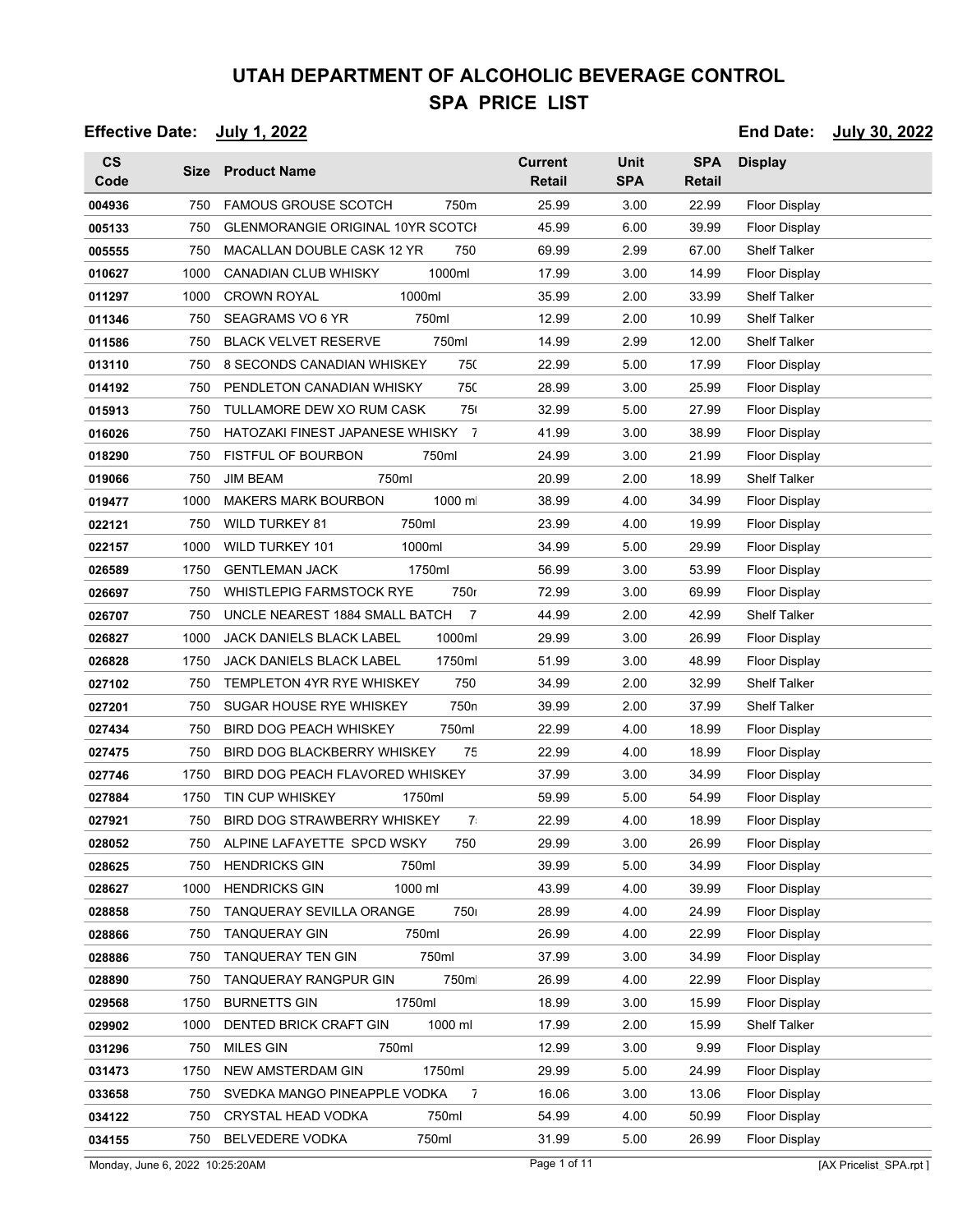# UTAH DEPARTMENT OF ALCOHOLIC BEVERAGE CONTROL
## SPA PRICE LIST

**Effective Date:** July 1, 2022 **End Date:** July 30, 2022

| CS Code | Size | Product Name | Current Retail | Unit SPA | SPA Retail | Display |
|---|---|---|---|---|---|---|
| 004936 | 750 | FAMOUS GROUSE SCOTCH 750m | 25.99 | 3.00 | 22.99 | Floor Display |
| 005133 | 750 | GLENMORANGIE ORIGINAL 10YR SCOTCH | 45.99 | 6.00 | 39.99 | Floor Display |
| 005555 | 750 | MACALLAN DOUBLE CASK 12 YR 750 | 69.99 | 2.99 | 67.00 | Shelf Talker |
| 010627 | 1000 | CANADIAN CLUB WHISKY 1000ml | 17.99 | 3.00 | 14.99 | Floor Display |
| 011297 | 1000 | CROWN ROYAL 1000ml | 35.99 | 2.00 | 33.99 | Shelf Talker |
| 011346 | 750 | SEAGRAMS VO 6 YR 750ml | 12.99 | 2.00 | 10.99 | Shelf Talker |
| 011586 | 750 | BLACK VELVET RESERVE 750ml | 14.99 | 2.99 | 12.00 | Shelf Talker |
| 013110 | 750 | 8 SECONDS CANADIAN WHISKEY 750 | 22.99 | 5.00 | 17.99 | Floor Display |
| 014192 | 750 | PENDLETON CANADIAN WHISKY 750 | 28.99 | 3.00 | 25.99 | Floor Display |
| 015913 | 750 | TULLAMORE DEW XO RUM CASK 750 | 32.99 | 5.00 | 27.99 | Floor Display |
| 016026 | 750 | HATOZAKI FINEST JAPANESE WHISKY 7 | 41.99 | 3.00 | 38.99 | Floor Display |
| 018290 | 750 | FISTFUL OF BOURBON 750ml | 24.99 | 3.00 | 21.99 | Floor Display |
| 019066 | 750 | JIM BEAM 750ml | 20.99 | 2.00 | 18.99 | Shelf Talker |
| 019477 | 1000 | MAKERS MARK BOURBON 1000 ml | 38.99 | 4.00 | 34.99 | Floor Display |
| 022121 | 750 | WILD TURKEY 81 750ml | 23.99 | 4.00 | 19.99 | Floor Display |
| 022157 | 1000 | WILD TURKEY 101 1000ml | 34.99 | 5.00 | 29.99 | Floor Display |
| 026589 | 1750 | GENTLEMAN JACK 1750ml | 56.99 | 3.00 | 53.99 | Floor Display |
| 026697 | 750 | WHISTLEPIG FARMSTOCK RYE 750r | 72.99 | 3.00 | 69.99 | Floor Display |
| 026707 | 750 | UNCLE NEAREST 1884 SMALL BATCH 7 | 44.99 | 2.00 | 42.99 | Shelf Talker |
| 026827 | 1000 | JACK DANIELS BLACK LABEL 1000ml | 29.99 | 3.00 | 26.99 | Floor Display |
| 026828 | 1750 | JACK DANIELS BLACK LABEL 1750ml | 51.99 | 3.00 | 48.99 | Floor Display |
| 027102 | 750 | TEMPLETON 4YR RYE WHISKEY 750 | 34.99 | 2.00 | 32.99 | Shelf Talker |
| 027201 | 750 | SUGAR HOUSE RYE WHISKEY 750n | 39.99 | 2.00 | 37.99 | Shelf Talker |
| 027434 | 750 | BIRD DOG PEACH WHISKEY 750ml | 22.99 | 4.00 | 18.99 | Floor Display |
| 027475 | 750 | BIRD DOG BLACKBERRY WHISKEY 75 | 22.99 | 4.00 | 18.99 | Floor Display |
| 027746 | 1750 | BIRD DOG PEACH FLAVORED WHISKEY | 37.99 | 3.00 | 34.99 | Floor Display |
| 027884 | 1750 | TIN CUP WHISKEY 1750ml | 59.99 | 5.00 | 54.99 | Floor Display |
| 027921 | 750 | BIRD DOG STRAWBERRY WHISKEY 7 | 22.99 | 4.00 | 18.99 | Floor Display |
| 028052 | 750 | ALPINE LAFAYETTE SPCD WSKY 750 | 29.99 | 3.00 | 26.99 | Floor Display |
| 028625 | 750 | HENDRICKS GIN 750ml | 39.99 | 5.00 | 34.99 | Floor Display |
| 028627 | 1000 | HENDRICKS GIN 1000 ml | 43.99 | 4.00 | 39.99 | Floor Display |
| 028858 | 750 | TANQUERAY SEVILLA ORANGE 750 | 28.99 | 4.00 | 24.99 | Floor Display |
| 028866 | 750 | TANQUERAY GIN 750ml | 26.99 | 4.00 | 22.99 | Floor Display |
| 028886 | 750 | TANQUERAY TEN GIN 750ml | 37.99 | 3.00 | 34.99 | Floor Display |
| 028890 | 750 | TANQUERAY RANGPUR GIN 750ml | 26.99 | 4.00 | 22.99 | Floor Display |
| 029568 | 1750 | BURNETTS GIN 1750ml | 18.99 | 3.00 | 15.99 | Floor Display |
| 029902 | 1000 | DENTED BRICK CRAFT GIN 1000 ml | 17.99 | 2.00 | 15.99 | Shelf Talker |
| 031296 | 750 | MILES GIN 750ml | 12.99 | 3.00 | 9.99 | Floor Display |
| 031473 | 1750 | NEW AMSTERDAM GIN 1750ml | 29.99 | 5.00 | 24.99 | Floor Display |
| 033658 | 750 | SVEDKA MANGO PINEAPPLE VODKA 7 | 16.06 | 3.00 | 13.06 | Floor Display |
| 034122 | 750 | CRYSTAL HEAD VODKA 750ml | 54.99 | 4.00 | 50.99 | Floor Display |
| 034155 | 750 | BELVEDERE VODKA 750ml | 31.99 | 5.00 | 26.99 | Floor Display |

Monday, June 6, 2022 10:25:20AM [AX Pricelist SPA.rpt ]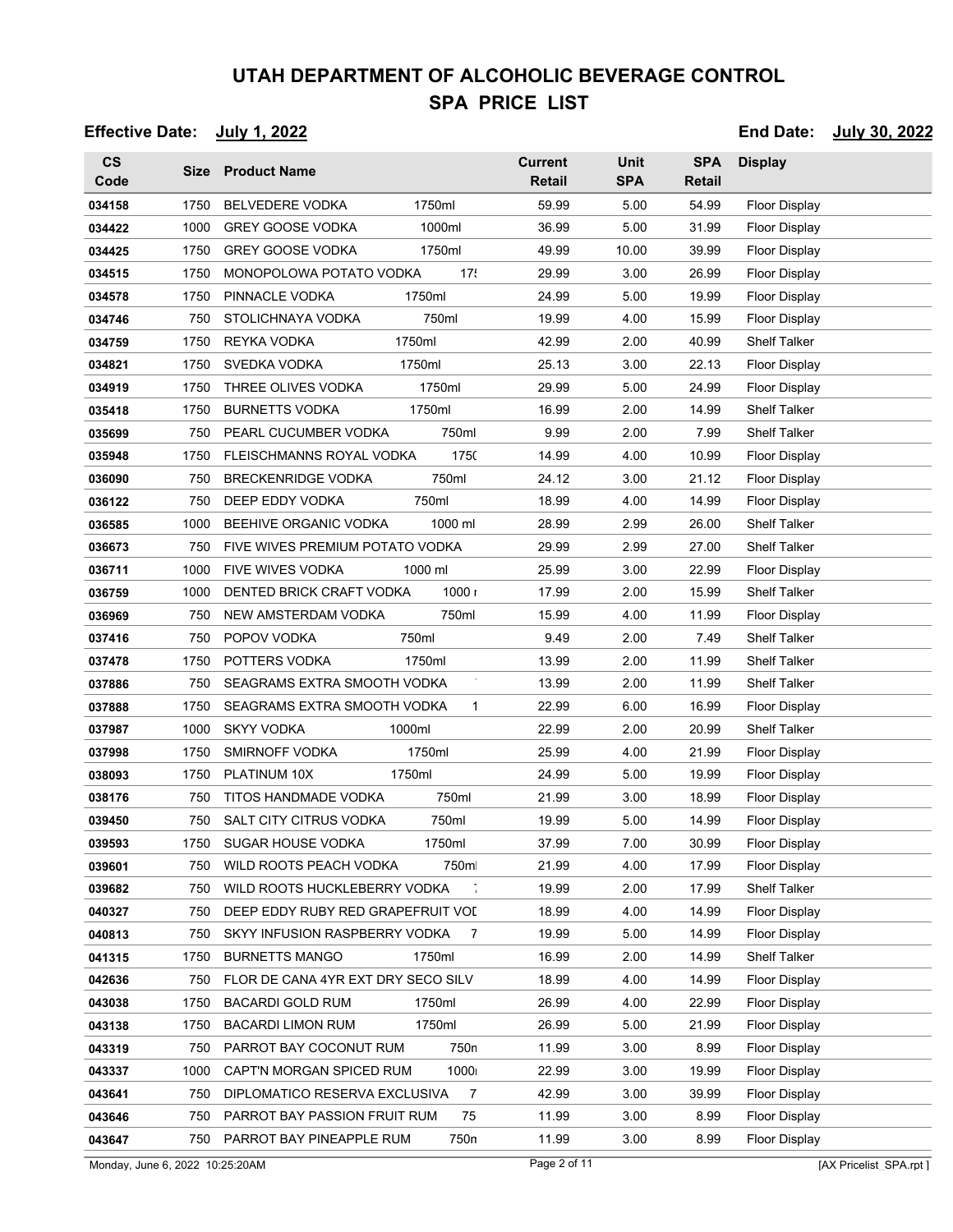# UTAH DEPARTMENT OF ALCOHOLIC BEVERAGE CONTROL
## SPA PRICE LIST

**Effective Date:** July 1, 2022 **End Date:** July 30, 2022

| CS Code | Size | Product Name | Current Retail | Unit SPA | SPA Retail | Display |
|---|---|---|---|---|---|---|
| 034158 | 1750 | BELVEDERE VODKA 1750ml | 59.99 | 5.00 | 54.99 | Floor Display |
| 034422 | 1000 | GREY GOOSE VODKA 1000ml | 36.99 | 5.00 | 31.99 | Floor Display |
| 034425 | 1750 | GREY GOOSE VODKA 1750ml | 49.99 | 10.00 | 39.99 | Floor Display |
| 034515 | 1750 | MONOPOLOWA POTATO VODKA 17 | 29.99 | 3.00 | 26.99 | Floor Display |
| 034578 | 1750 | PINNACLE VODKA 1750ml | 24.99 | 5.00 | 19.99 | Floor Display |
| 034746 | 750 | STOLICHNAYA VODKA 750ml | 19.99 | 4.00 | 15.99 | Floor Display |
| 034759 | 1750 | REYKA VODKA 1750ml | 42.99 | 2.00 | 40.99 | Shelf Talker |
| 034821 | 1750 | SVEDKA VODKA 1750ml | 25.13 | 3.00 | 22.13 | Floor Display |
| 034919 | 1750 | THREE OLIVES VODKA 1750ml | 29.99 | 5.00 | 24.99 | Floor Display |
| 035418 | 1750 | BURNETTS VODKA 1750ml | 16.99 | 2.00 | 14.99 | Shelf Talker |
| 035699 | 750 | PEARL CUCUMBER VODKA 750ml | 9.99 | 2.00 | 7.99 | Shelf Talker |
| 035948 | 1750 | FLEISCHMANNS ROYAL VODKA 1750 | 14.99 | 4.00 | 10.99 | Floor Display |
| 036090 | 750 | BRECKENRIDGE VODKA 750ml | 24.12 | 3.00 | 21.12 | Floor Display |
| 036122 | 750 | DEEP EDDY VODKA 750ml | 18.99 | 4.00 | 14.99 | Floor Display |
| 036585 | 1000 | BEEHIVE ORGANIC VODKA 1000 ml | 28.99 | 2.99 | 26.00 | Shelf Talker |
| 036673 | 750 | FIVE WIVES PREMIUM POTATO VODKA | 29.99 | 2.99 | 27.00 | Shelf Talker |
| 036711 | 1000 | FIVE WIVES VODKA 1000 ml | 25.99 | 3.00 | 22.99 | Floor Display |
| 036759 | 1000 | DENTED BRICK CRAFT VODKA 1000 r | 17.99 | 2.00 | 15.99 | Shelf Talker |
| 036969 | 750 | NEW AMSTERDAM VODKA 750ml | 15.99 | 4.00 | 11.99 | Floor Display |
| 037416 | 750 | POPOV VODKA 750ml | 9.49 | 2.00 | 7.49 | Shelf Talker |
| 037478 | 1750 | POTTERS VODKA 1750ml | 13.99 | 2.00 | 11.99 | Shelf Talker |
| 037886 | 750 | SEAGRAMS EXTRA SMOOTH VODKA | 13.99 | 2.00 | 11.99 | Shelf Talker |
| 037888 | 1750 | SEAGRAMS EXTRA SMOOTH VODKA 1 | 22.99 | 6.00 | 16.99 | Floor Display |
| 037987 | 1000 | SKYY VODKA 1000ml | 22.99 | 2.00 | 20.99 | Shelf Talker |
| 037998 | 1750 | SMIRNOFF VODKA 1750ml | 25.99 | 4.00 | 21.99 | Floor Display |
| 038093 | 1750 | PLATINUM 10X 1750ml | 24.99 | 5.00 | 19.99 | Floor Display |
| 038176 | 750 | TITOS HANDMADE VODKA 750ml | 21.99 | 3.00 | 18.99 | Floor Display |
| 039450 | 750 | SALT CITY CITRUS VODKA 750ml | 19.99 | 5.00 | 14.99 | Floor Display |
| 039593 | 1750 | SUGAR HOUSE VODKA 1750ml | 37.99 | 7.00 | 30.99 | Floor Display |
| 039601 | 750 | WILD ROOTS PEACH VODKA 750ml | 21.99 | 4.00 | 17.99 | Floor Display |
| 039682 | 750 | WILD ROOTS HUCKLEBERRY VODKA | 19.99 | 2.00 | 17.99 | Shelf Talker |
| 040327 | 750 | DEEP EDDY RUBY RED GRAPEFRUIT VOD | 18.99 | 4.00 | 14.99 | Floor Display |
| 040813 | 750 | SKYY INFUSION RASPBERRY VODKA 7 | 19.99 | 5.00 | 14.99 | Floor Display |
| 041315 | 1750 | BURNETTS MANGO 1750ml | 16.99 | 2.00 | 14.99 | Shelf Talker |
| 042636 | 750 | FLOR DE CANA 4YR EXT DRY SECO SILV | 18.99 | 4.00 | 14.99 | Floor Display |
| 043038 | 1750 | BACARDI GOLD RUM 1750ml | 26.99 | 4.00 | 22.99 | Floor Display |
| 043138 | 1750 | BACARDI LIMON RUM 1750ml | 26.99 | 5.00 | 21.99 | Floor Display |
| 043319 | 750 | PARROT BAY COCONUT RUM 750n | 11.99 | 3.00 | 8.99 | Floor Display |
| 043337 | 1000 | CAPT'N MORGAN SPICED RUM 1000 | 22.99 | 3.00 | 19.99 | Floor Display |
| 043641 | 750 | DIPLOMATICO RESERVA EXCLUSIVA 7 | 42.99 | 3.00 | 39.99 | Floor Display |
| 043646 | 750 | PARROT BAY PASSION FRUIT RUM 75 | 11.99 | 3.00 | 8.99 | Floor Display |
| 043647 | 750 | PARROT BAY PINEAPPLE RUM 750n | 11.99 | 3.00 | 8.99 | Floor Display |

Monday, June 6, 2022 10:25:20AM [AX Pricelist_SPA.rpt]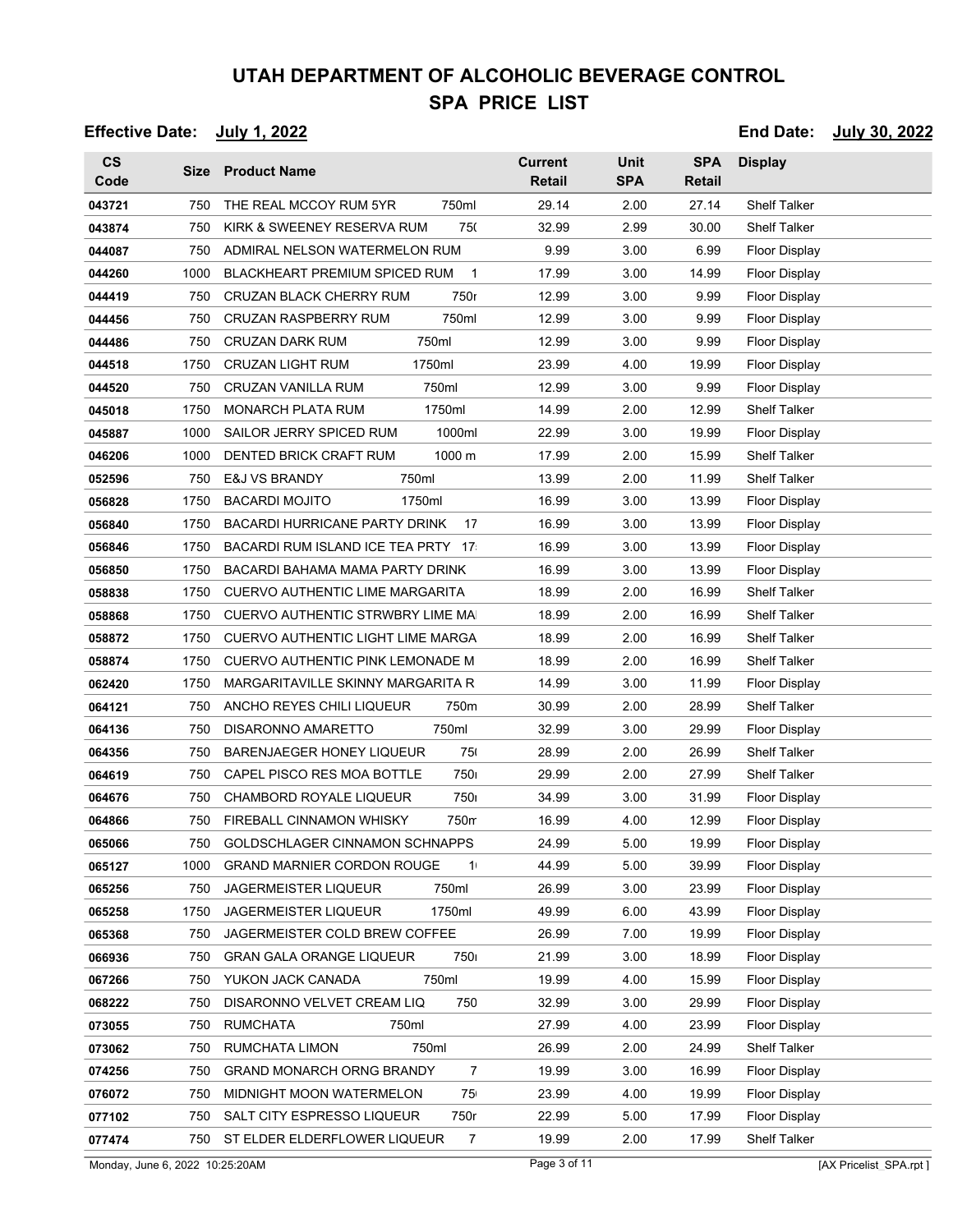# UTAH DEPARTMENT OF ALCOHOLIC BEVERAGE CONTROL

## SPA PRICE LIST

**Effective Date:** July 1, 2022 **End Date:** July 30, 2022

| CS Code | Size | Product Name | Current Retail | Unit SPA | SPA Retail | Display |
|---|---|---|---|---|---|---|
| 043721 | 750 | THE REAL MCCOY RUM 5YR 750ml | 29.14 | 2.00 | 27.14 | Shelf Talker |
| 043874 | 750 | KIRK & SWEENEY RESERVA RUM 75( | 32.99 | 2.99 | 30.00 | Shelf Talker |
| 044087 | 750 | ADMIRAL NELSON WATERMELON RUM | 9.99 | 3.00 | 6.99 | Floor Display |
| 044260 | 1000 | BLACKHEART PREMIUM SPICED RUM 1 | 17.99 | 3.00 | 14.99 | Floor Display |
| 044419 | 750 | CRUZAN BLACK CHERRY RUM 750r | 12.99 | 3.00 | 9.99 | Floor Display |
| 044456 | 750 | CRUZAN RASPBERRY RUM 750ml | 12.99 | 3.00 | 9.99 | Floor Display |
| 044486 | 750 | CRUZAN DARK RUM 750ml | 12.99 | 3.00 | 9.99 | Floor Display |
| 044518 | 1750 | CRUZAN LIGHT RUM 1750ml | 23.99 | 4.00 | 19.99 | Floor Display |
| 044520 | 750 | CRUZAN VANILLA RUM 750ml | 12.99 | 3.00 | 9.99 | Floor Display |
| 045018 | 1750 | MONARCH PLATA RUM 1750ml | 14.99 | 2.00 | 12.99 | Shelf Talker |
| 045887 | 1000 | SAILOR JERRY SPICED RUM 1000ml | 22.99 | 3.00 | 19.99 | Floor Display |
| 046206 | 1000 | DENTED BRICK CRAFT RUM 1000 m | 17.99 | 2.00 | 15.99 | Shelf Talker |
| 052596 | 750 | E&J VS BRANDY 750ml | 13.99 | 2.00 | 11.99 | Shelf Talker |
| 056828 | 1750 | BACARDI MOJITO 1750ml | 16.99 | 3.00 | 13.99 | Floor Display |
| 056840 | 1750 | BACARDI HURRICANE PARTY DRINK 17 | 16.99 | 3.00 | 13.99 | Floor Display |
| 056846 | 1750 | BACARDI RUM ISLAND ICE TEA PRTY 17 | 16.99 | 3.00 | 13.99 | Floor Display |
| 056850 | 1750 | BACARDI BAHAMA MAMA PARTY DRINK | 16.99 | 3.00 | 13.99 | Floor Display |
| 058838 | 1750 | CUERVO AUTHENTIC LIME MARGARITA | 18.99 | 2.00 | 16.99 | Shelf Talker |
| 058868 | 1750 | CUERVO AUTHENTIC STRWBRY LIME MA | 18.99 | 2.00 | 16.99 | Shelf Talker |
| 058872 | 1750 | CUERVO AUTHENTIC LIGHT LIME MARGA | 18.99 | 2.00 | 16.99 | Shelf Talker |
| 058874 | 1750 | CUERVO AUTHENTIC PINK LEMONADE M | 18.99 | 2.00 | 16.99 | Shelf Talker |
| 062420 | 1750 | MARGARITAVILLE SKINNY MARGARITA R | 14.99 | 3.00 | 11.99 | Floor Display |
| 064121 | 750 | ANCHO REYES CHILI LIQUEUR 750m | 30.99 | 2.00 | 28.99 | Shelf Talker |
| 064136 | 750 | DISARONNO AMARETTO 750ml | 32.99 | 3.00 | 29.99 | Floor Display |
| 064356 | 750 | BARENJAEGER HONEY LIQUEUR 75 | 28.99 | 2.00 | 26.99 | Shelf Talker |
| 064619 | 750 | CAPEL PISCO RES MOA BOTTLE 750 | 29.99 | 2.00 | 27.99 | Shelf Talker |
| 064676 | 750 | CHAMBORD ROYALE LIQUEUR 750 | 34.99 | 3.00 | 31.99 | Floor Display |
| 064866 | 750 | FIREBALL CINNAMON WHISKY 750m | 16.99 | 4.00 | 12.99 | Floor Display |
| 065066 | 750 | GOLDSCHLAGER CINNAMON SCHNAPPS | 24.99 | 5.00 | 19.99 | Floor Display |
| 065127 | 1000 | GRAND MARNIER CORDON ROUGE 1 | 44.99 | 5.00 | 39.99 | Floor Display |
| 065256 | 750 | JAGERMEISTER LIQUEUR 750ml | 26.99 | 3.00 | 23.99 | Floor Display |
| 065258 | 1750 | JAGERMEISTER LIQUEUR 1750ml | 49.99 | 6.00 | 43.99 | Floor Display |
| 065368 | 750 | JAGERMEISTER COLD BREW COFFEE | 26.99 | 7.00 | 19.99 | Floor Display |
| 066936 | 750 | GRAN GALA ORANGE LIQUEUR 750 | 21.99 | 3.00 | 18.99 | Floor Display |
| 067266 | 750 | YUKON JACK CANADA 750ml | 19.99 | 4.00 | 15.99 | Floor Display |
| 068222 | 750 | DISARONNO VELVET CREAM LIQ 750 | 32.99 | 3.00 | 29.99 | Floor Display |
| 073055 | 750 | RUMCHATA 750ml | 27.99 | 4.00 | 23.99 | Floor Display |
| 073062 | 750 | RUMCHATA LIMON 750ml | 26.99 | 2.00 | 24.99 | Shelf Talker |
| 074256 | 750 | GRAND MONARCH ORNG BRANDY 7 | 19.99 | 3.00 | 16.99 | Floor Display |
| 076072 | 750 | MIDNIGHT MOON WATERMELON 75 | 23.99 | 4.00 | 19.99 | Floor Display |
| 077102 | 750 | SALT CITY ESPRESSO LIQUEUR 750r | 22.99 | 5.00 | 17.99 | Floor Display |
| 077474 | 750 | ST ELDER ELDERFLOWER LIQUEUR 7 | 19.99 | 2.00 | 17.99 | Shelf Talker |

Monday, June 6, 2022 10:25:20AM [AX Pricelist SPA.rpt]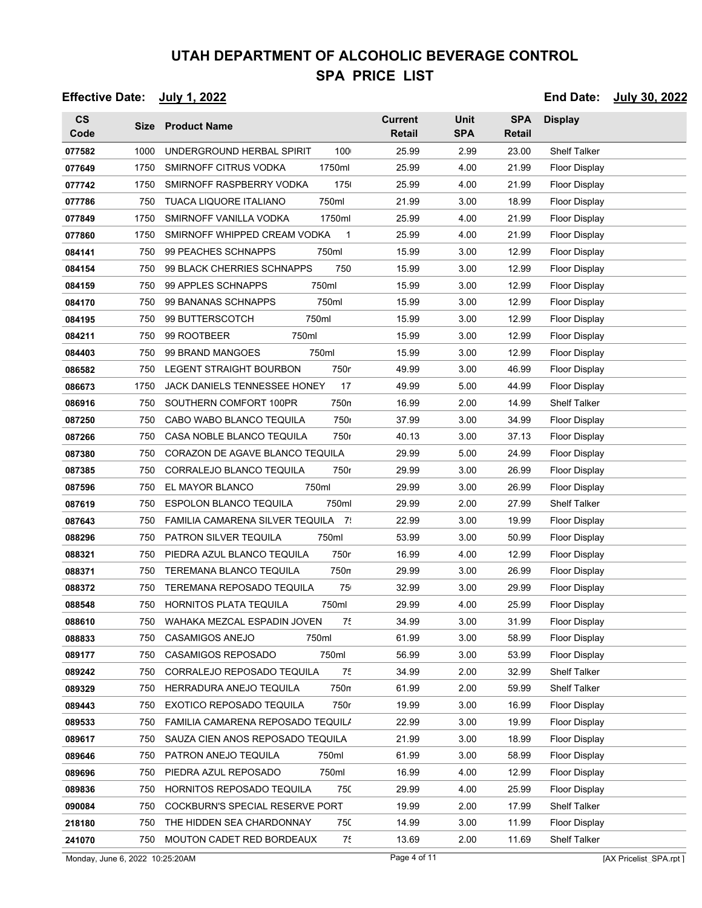# UTAH DEPARTMENT OF ALCOHOLIC BEVERAGE CONTROL

## SPA PRICE LIST

**Effective Date:** July 1, 2022 **End Date:** July 30, 2022

| CS Code | Size | Product Name | Current Retail | Unit SPA | SPA Retail | Display |
|---|---|---|---|---|---|---|
| 077582 | 1000 | UNDERGROUND HERBAL SPIRIT 100 | 25.99 | 2.99 | 23.00 | Shelf Talker |
| 077649 | 1750 | SMIRNOFF CITRUS VODKA 1750ml | 25.99 | 4.00 | 21.99 | Floor Display |
| 077742 | 1750 | SMIRNOFF RASPBERRY VODKA 175 | 25.99 | 4.00 | 21.99 | Floor Display |
| 077786 | 750 | TUACA LIQUORE ITALIANO 750ml | 21.99 | 3.00 | 18.99 | Floor Display |
| 077849 | 1750 | SMIRNOFF VANILLA VODKA 1750ml | 25.99 | 4.00 | 21.99 | Floor Display |
| 077860 | 1750 | SMIRNOFF WHIPPED CREAM VODKA 1 | 25.99 | 4.00 | 21.99 | Floor Display |
| 084141 | 750 | 99 PEACHES SCHNAPPS 750ml | 15.99 | 3.00 | 12.99 | Floor Display |
| 084154 | 750 | 99 BLACK CHERRIES SCHNAPPS 750 | 15.99 | 3.00 | 12.99 | Floor Display |
| 084159 | 750 | 99 APPLES SCHNAPPS 750ml | 15.99 | 3.00 | 12.99 | Floor Display |
| 084170 | 750 | 99 BANANAS SCHNAPPS 750ml | 15.99 | 3.00 | 12.99 | Floor Display |
| 084195 | 750 | 99 BUTTERSCOTCH 750ml | 15.99 | 3.00 | 12.99 | Floor Display |
| 084211 | 750 | 99 ROOTBEER 750ml | 15.99 | 3.00 | 12.99 | Floor Display |
| 084403 | 750 | 99 BRAND MANGOES 750ml | 15.99 | 3.00 | 12.99 | Floor Display |
| 086582 | 750 | LEGENT STRAIGHT BOURBON 750r | 49.99 | 3.00 | 46.99 | Floor Display |
| 086673 | 1750 | JACK DANIELS TENNESSEE HONEY 17 | 49.99 | 5.00 | 44.99 | Floor Display |
| 086916 | 750 | SOUTHERN COMFORT 100PR 750n | 16.99 | 2.00 | 14.99 | Shelf Talker |
| 087250 | 750 | CABO WABO BLANCO TEQUILA 750r | 37.99 | 3.00 | 34.99 | Floor Display |
| 087266 | 750 | CASA NOBLE BLANCO TEQUILA 750r | 40.13 | 3.00 | 37.13 | Floor Display |
| 087380 | 750 | CORAZON DE AGAVE BLANCO TEQUILA | 29.99 | 5.00 | 24.99 | Floor Display |
| 087385 | 750 | CORRALEJO BLANCO TEQUILA 750r | 29.99 | 3.00 | 26.99 | Floor Display |
| 087596 | 750 | EL MAYOR BLANCO 750ml | 29.99 | 3.00 | 26.99 | Floor Display |
| 087619 | 750 | ESPOLON BLANCO TEQUILA 750ml | 29.99 | 2.00 | 27.99 | Shelf Talker |
| 087643 | 750 | FAMILIA CAMARENA SILVER TEQUILA 7! | 22.99 | 3.00 | 19.99 | Floor Display |
| 088296 | 750 | PATRON SILVER TEQUILA 750ml | 53.99 | 3.00 | 50.99 | Floor Display |
| 088321 | 750 | PIEDRA AZUL BLANCO TEQUILA 750r | 16.99 | 4.00 | 12.99 | Floor Display |
| 088371 | 750 | TEREMANA BLANCO TEQUILA 750n | 29.99 | 3.00 | 26.99 | Floor Display |
| 088372 | 750 | TEREMANA REPOSADO TEQUILA 75 | 32.99 | 3.00 | 29.99 | Floor Display |
| 088548 | 750 | HORNITOS PLATA TEQUILA 750ml | 29.99 | 4.00 | 25.99 | Floor Display |
| 088610 | 750 | WAHAKA MEZCAL ESPADIN JOVEN 75 | 34.99 | 3.00 | 31.99 | Floor Display |
| 088833 | 750 | CASAMIGOS ANEJO 750ml | 61.99 | 3.00 | 58.99 | Floor Display |
| 089177 | 750 | CASAMIGOS REPOSADO 750ml | 56.99 | 3.00 | 53.99 | Floor Display |
| 089242 | 750 | CORRALEJO REPOSADO TEQUILA 75 | 34.99 | 2.00 | 32.99 | Shelf Talker |
| 089329 | 750 | HERRADURA ANEJO TEQUILA 750n | 61.99 | 2.00 | 59.99 | Shelf Talker |
| 089443 | 750 | EXOTICO REPOSADO TEQUILA 750r | 19.99 | 3.00 | 16.99 | Floor Display |
| 089533 | 750 | FAMILIA CAMARENA REPOSADO TEQUIL/ | 22.99 | 3.00 | 19.99 | Floor Display |
| 089617 | 750 | SAUZA CIEN ANOS REPOSADO TEQUILA | 21.99 | 3.00 | 18.99 | Floor Display |
| 089646 | 750 | PATRON ANEJO TEQUILA 750ml | 61.99 | 3.00 | 58.99 | Floor Display |
| 089696 | 750 | PIEDRA AZUL REPOSADO 750ml | 16.99 | 4.00 | 12.99 | Floor Display |
| 089836 | 750 | HORNITOS REPOSADO TEQUILA 750 | 29.99 | 4.00 | 25.99 | Floor Display |
| 090084 | 750 | COCKBURN'S SPECIAL RESERVE PORT | 19.99 | 2.00 | 17.99 | Shelf Talker |
| 218180 | 750 | THE HIDDEN SEA CHARDONNAY 750 | 14.99 | 3.00 | 11.99 | Floor Display |
| 241070 | 750 | MOUTON CADET RED BORDEAUX 75 | 13.69 | 2.00 | 11.69 | Shelf Talker |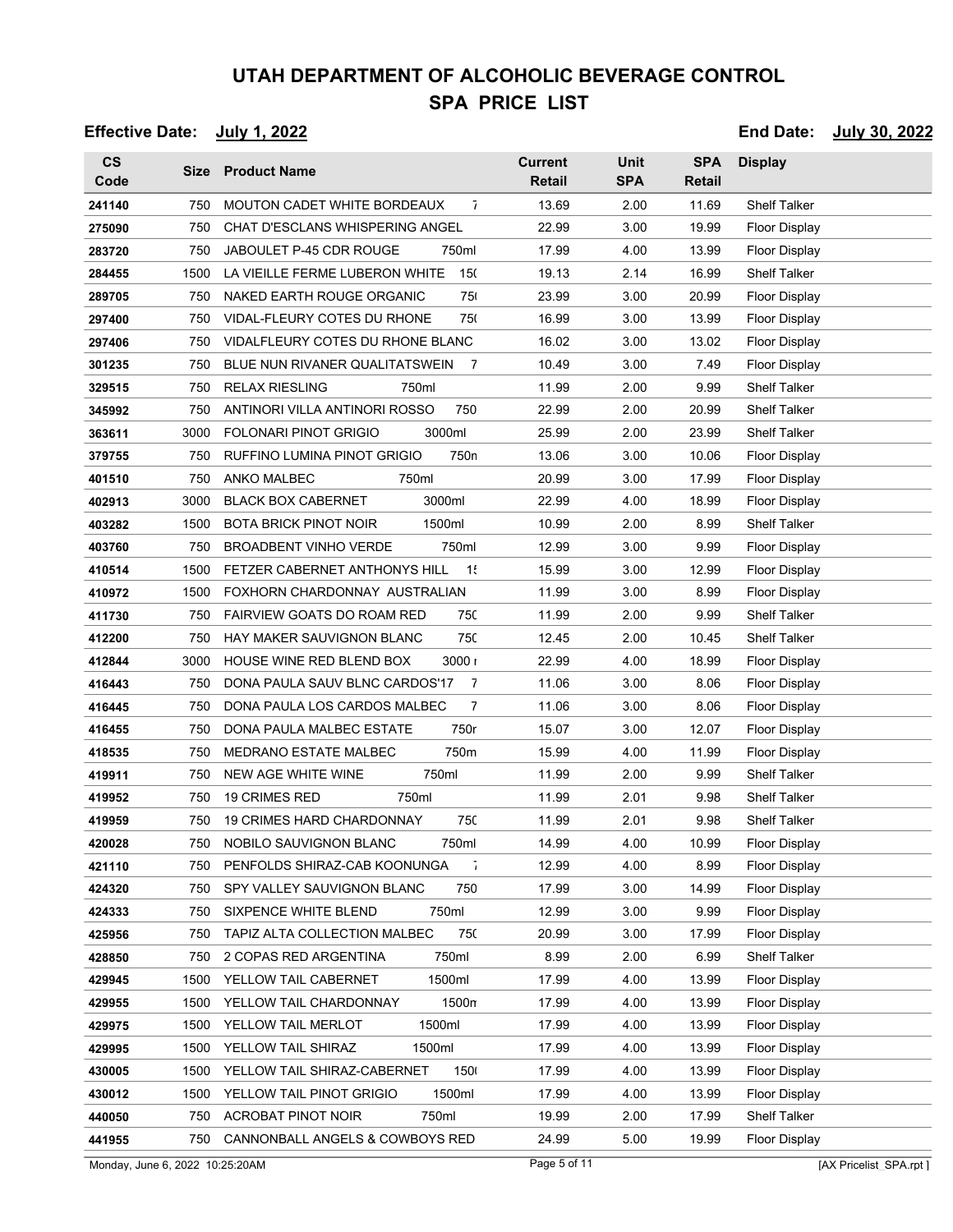# UTAH DEPARTMENT OF ALCOHOLIC BEVERAGE CONTROL

## SPA PRICE LIST

**Effective Date:** July 1, 2022 **End Date:** July 30, 2022

| CS Code | Size | Product Name | Current Retail | Unit SPA | SPA Retail | Display |
|---|---|---|---|---|---|---|
| 241140 | 750 | MOUTON CADET WHITE BORDEAUX 7 | 13.69 | 2.00 | 11.69 | Shelf Talker |
| 275090 | 750 | CHAT D'ESCLANS WHISPERING ANGEL | 22.99 | 3.00 | 19.99 | Floor Display |
| 283720 | 750 | JABOULET P-45 CDR ROUGE 750ml | 17.99 | 4.00 | 13.99 | Floor Display |
| 284455 | 1500 | LA VIEILLE FERME LUBERON WHITE 15( | 19.13 | 2.14 | 16.99 | Shelf Talker |
| 289705 | 750 | NAKED EARTH ROUGE ORGANIC 75( | 23.99 | 3.00 | 20.99 | Floor Display |
| 297400 | 750 | VIDAL-FLEURY COTES DU RHONE 75( | 16.99 | 3.00 | 13.99 | Floor Display |
| 297406 | 750 | VIDALFLEURY COTES DU RHONE BLANC | 16.02 | 3.00 | 13.02 | Floor Display |
| 301235 | 750 | BLUE NUN RIVANER QUALITATSWEIN 7 | 10.49 | 3.00 | 7.49 | Floor Display |
| 329515 | 750 | RELAX RIESLING 750ml | 11.99 | 2.00 | 9.99 | Shelf Talker |
| 345992 | 750 | ANTINORI VILLA ANTINORI ROSSO 750 | 22.99 | 2.00 | 20.99 | Shelf Talker |
| 363611 | 3000 | FOLONARI PINOT GRIGIO 3000ml | 25.99 | 2.00 | 23.99 | Shelf Talker |
| 379755 | 750 | RUFFINO LUMINA PINOT GRIGIO 750n | 13.06 | 3.00 | 10.06 | Floor Display |
| 401510 | 750 | ANKO MALBEC 750ml | 20.99 | 3.00 | 17.99 | Floor Display |
| 402913 | 3000 | BLACK BOX CABERNET 3000ml | 22.99 | 4.00 | 18.99 | Floor Display |
| 403282 | 1500 | BOTA BRICK PINOT NOIR 1500ml | 10.99 | 2.00 | 8.99 | Shelf Talker |
| 403760 | 750 | BROADBENT VINHO VERDE 750ml | 12.99 | 3.00 | 9.99 | Floor Display |
| 410514 | 1500 | FETZER CABERNET ANTHONYS HILL 15 | 15.99 | 3.00 | 12.99 | Floor Display |
| 410972 | 1500 | FOXHORN CHARDONNAY AUSTRALIAN | 11.99 | 3.00 | 8.99 | Floor Display |
| 411730 | 750 | FAIRVIEW GOATS DO ROAM RED 75( | 11.99 | 2.00 | 9.99 | Shelf Talker |
| 412200 | 750 | HAY MAKER SAUVIGNON BLANC 75( | 12.45 | 2.00 | 10.45 | Shelf Talker |
| 412844 | 3000 | HOUSE WINE RED BLEND BOX 3000 r | 22.99 | 4.00 | 18.99 | Floor Display |
| 416443 | 750 | DONA PAULA SAUV BLNC CARDOS'17 7 | 11.06 | 3.00 | 8.06 | Floor Display |
| 416445 | 750 | DONA PAULA LOS CARDOS MALBEC 7 | 11.06 | 3.00 | 8.06 | Floor Display |
| 416455 | 750 | DONA PAULA MALBEC ESTATE 750r | 15.07 | 3.00 | 12.07 | Floor Display |
| 418535 | 750 | MEDRANO ESTATE MALBEC 750m | 15.99 | 4.00 | 11.99 | Floor Display |
| 419911 | 750 | NEW AGE WHITE WINE 750ml | 11.99 | 2.00 | 9.99 | Shelf Talker |
| 419952 | 750 | 19 CRIMES RED 750ml | 11.99 | 2.01 | 9.98 | Shelf Talker |
| 419959 | 750 | 19 CRIMES HARD CHARDONNAY 75( | 11.99 | 2.01 | 9.98 | Shelf Talker |
| 420028 | 750 | NOBILO SAUVIGNON BLANC 750ml | 14.99 | 4.00 | 10.99 | Floor Display |
| 421110 | 750 | PENFOLDS SHIRAZ-CAB KOONUNGA 7 | 12.99 | 4.00 | 8.99 | Floor Display |
| 424320 | 750 | SPY VALLEY SAUVIGNON BLANC 750 | 17.99 | 3.00 | 14.99 | Floor Display |
| 424333 | 750 | SIXPENCE WHITE BLEND 750ml | 12.99 | 3.00 | 9.99 | Floor Display |
| 425956 | 750 | TAPIZ ALTA COLLECTION MALBEC 75( | 20.99 | 3.00 | 17.99 | Floor Display |
| 428850 | 750 | 2 COPAS RED ARGENTINA 750ml | 8.99 | 2.00 | 6.99 | Shelf Talker |
| 429945 | 1500 | YELLOW TAIL CABERNET 1500ml | 17.99 | 4.00 | 13.99 | Floor Display |
| 429955 | 1500 | YELLOW TAIL CHARDONNAY 1500n | 17.99 | 4.00 | 13.99 | Floor Display |
| 429975 | 1500 | YELLOW TAIL MERLOT 1500ml | 17.99 | 4.00 | 13.99 | Floor Display |
| 429995 | 1500 | YELLOW TAIL SHIRAZ 1500ml | 17.99 | 4.00 | 13.99 | Floor Display |
| 430005 | 1500 | YELLOW TAIL SHIRAZ-CABERNET 150( | 17.99 | 4.00 | 13.99 | Floor Display |
| 430012 | 1500 | YELLOW TAIL PINOT GRIGIO 1500ml | 17.99 | 4.00 | 13.99 | Floor Display |
| 440050 | 750 | ACROBAT PINOT NOIR 750ml | 19.99 | 2.00 | 17.99 | Shelf Talker |
| 441955 | 750 | CANNONBALL ANGELS & COWBOYS RED | 24.99 | 5.00 | 19.99 | Floor Display |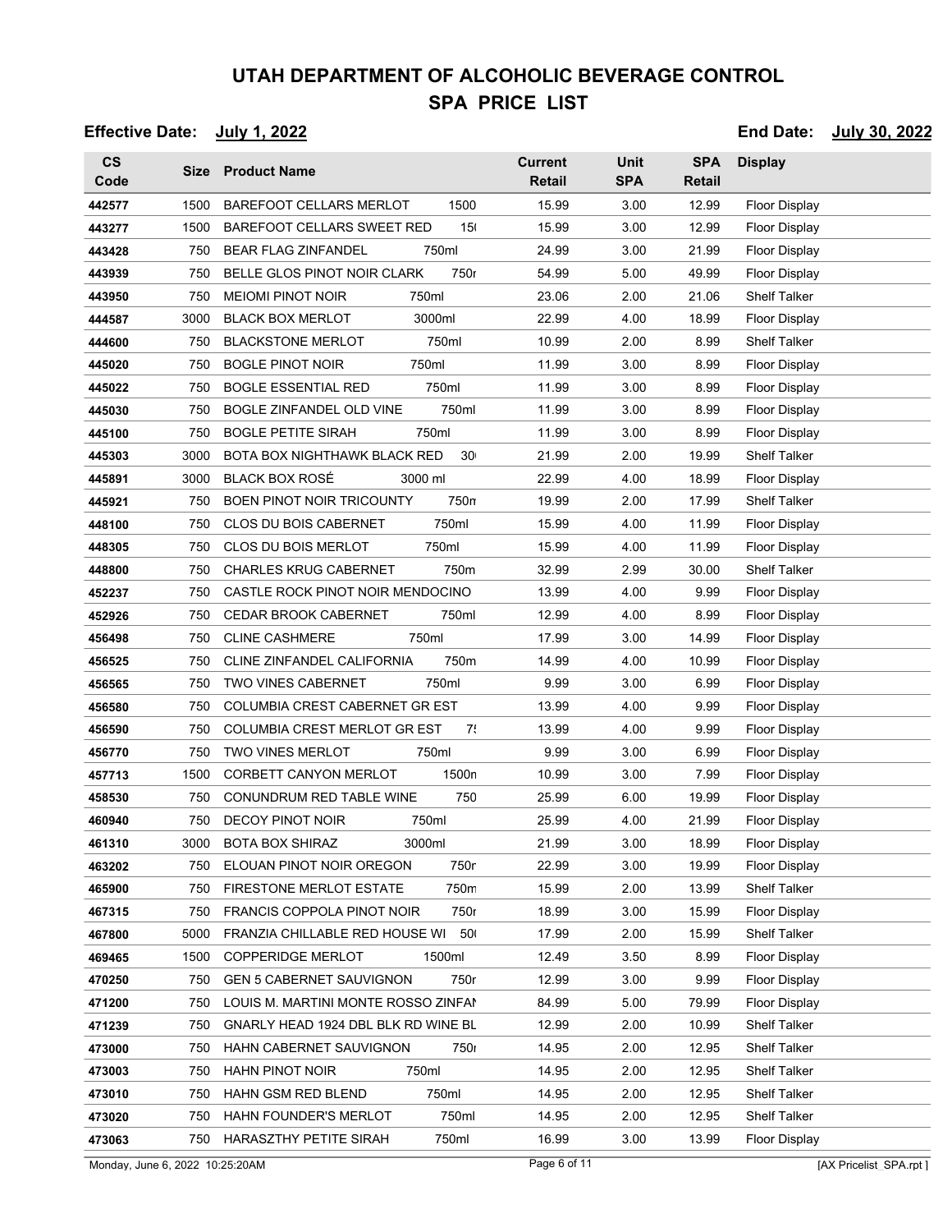# UTAH DEPARTMENT OF ALCOHOLIC BEVERAGE CONTROL

## SPA PRICE LIST

**Effective Date:** July 1, 2022 **End Date:** July 30, 2022

| CS Code | Size | Product Name | Current Retail | Unit SPA | SPA Retail | Display |
|---|---|---|---|---|---|---|
| 442577 | 1500 | BAREFOOT CELLARS MERLOT 1500 | 15.99 | 3.00 | 12.99 | Floor Display |
| 443277 | 1500 | BAREFOOT CELLARS SWEET RED 15 | 15.99 | 3.00 | 12.99 | Floor Display |
| 443428 | 750 | BEAR FLAG ZINFANDEL 750ml | 24.99 | 3.00 | 21.99 | Floor Display |
| 443939 | 750 | BELLE GLOS PINOT NOIR CLARK 750 | 54.99 | 5.00 | 49.99 | Floor Display |
| 443950 | 750 | MEIOMI PINOT NOIR 750ml | 23.06 | 2.00 | 21.06 | Shelf Talker |
| 444587 | 3000 | BLACK BOX MERLOT 3000ml | 22.99 | 4.00 | 18.99 | Floor Display |
| 444600 | 750 | BLACKSTONE MERLOT 750ml | 10.99 | 2.00 | 8.99 | Shelf Talker |
| 445020 | 750 | BOGLE PINOT NOIR 750ml | 11.99 | 3.00 | 8.99 | Floor Display |
| 445022 | 750 | BOGLE ESSENTIAL RED 750ml | 11.99 | 3.00 | 8.99 | Floor Display |
| 445030 | 750 | BOGLE ZINFANDEL OLD VINE 750ml | 11.99 | 3.00 | 8.99 | Floor Display |
| 445100 | 750 | BOGLE PETITE SIRAH 750ml | 11.99 | 3.00 | 8.99 | Floor Display |
| 445303 | 3000 | BOTA BOX NIGHTHAWK BLACK RED 30 | 21.99 | 2.00 | 19.99 | Shelf Talker |
| 445891 | 3000 | BLACK BOX ROSÉ 3000 ml | 22.99 | 4.00 | 18.99 | Floor Display |
| 445921 | 750 | BOEN PINOT NOIR TRICOUNTY 750 | 19.99 | 2.00 | 17.99 | Shelf Talker |
| 448100 | 750 | CLOS DU BOIS CABERNET 750ml | 15.99 | 4.00 | 11.99 | Floor Display |
| 448305 | 750 | CLOS DU BOIS MERLOT 750ml | 15.99 | 4.00 | 11.99 | Floor Display |
| 448800 | 750 | CHARLES KRUG CABERNET 750m | 32.99 | 2.99 | 30.00 | Shelf Talker |
| 452237 | 750 | CASTLE ROCK PINOT NOIR MENDOCINO | 13.99 | 4.00 | 9.99 | Floor Display |
| 452926 | 750 | CEDAR BROOK CABERNET 750ml | 12.99 | 4.00 | 8.99 | Floor Display |
| 456498 | 750 | CLINE CASHMERE 750ml | 17.99 | 3.00 | 14.99 | Floor Display |
| 456525 | 750 | CLINE ZINFANDEL CALIFORNIA 750m | 14.99 | 4.00 | 10.99 | Floor Display |
| 456565 | 750 | TWO VINES CABERNET 750ml | 9.99 | 3.00 | 6.99 | Floor Display |
| 456580 | 750 | COLUMBIA CREST CABERNET GR EST | 13.99 | 4.00 | 9.99 | Floor Display |
| 456590 | 750 | COLUMBIA CREST MERLOT GR EST 7 | 13.99 | 4.00 | 9.99 | Floor Display |
| 456770 | 750 | TWO VINES MERLOT 750ml | 9.99 | 3.00 | 6.99 | Floor Display |
| 457713 | 1500 | CORBETT CANYON MERLOT 1500n | 10.99 | 3.00 | 7.99 | Floor Display |
| 458530 | 750 | CONUNDRUM RED TABLE WINE 750 | 25.99 | 6.00 | 19.99 | Floor Display |
| 460940 | 750 | DECOY PINOT NOIR 750ml | 25.99 | 4.00 | 21.99 | Floor Display |
| 461310 | 3000 | BOTA BOX SHIRAZ 3000ml | 21.99 | 3.00 | 18.99 | Floor Display |
| 463202 | 750 | ELOUAN PINOT NOIR OREGON 750 | 22.99 | 3.00 | 19.99 | Floor Display |
| 465900 | 750 | FIRESTONE MERLOT ESTATE 750m | 15.99 | 2.00 | 13.99 | Shelf Talker |
| 467315 | 750 | FRANCIS COPPOLA PINOT NOIR 750 | 18.99 | 3.00 | 15.99 | Floor Display |
| 467800 | 5000 | FRANZIA CHILLABLE RED HOUSE WI 50 | 17.99 | 2.00 | 15.99 | Shelf Talker |
| 469465 | 1500 | COPPERIDGE MERLOT 1500ml | 12.49 | 3.50 | 8.99 | Floor Display |
| 470250 | 750 | GEN 5 CABERNET SAUVIGNON 750 | 12.99 | 3.00 | 9.99 | Floor Display |
| 471200 | 750 | LOUIS M. MARTINI MONTE ROSSO ZINFAN | 84.99 | 5.00 | 79.99 | Floor Display |
| 471239 | 750 | GNARLY HEAD 1924 DBL BLK RD WINE BL | 12.99 | 2.00 | 10.99 | Shelf Talker |
| 473000 | 750 | HAHN CABERNET SAUVIGNON 750 | 14.95 | 2.00 | 12.95 | Shelf Talker |
| 473003 | 750 | HAHN PINOT NOIR 750ml | 14.95 | 2.00 | 12.95 | Shelf Talker |
| 473010 | 750 | HAHN GSM RED BLEND 750ml | 14.95 | 2.00 | 12.95 | Shelf Talker |
| 473020 | 750 | HAHN FOUNDER'S MERLOT 750ml | 14.95 | 2.00 | 12.95 | Shelf Talker |
| 473063 | 750 | HARASZTHY PETITE SIRAH 750ml | 16.99 | 3.00 | 13.99 | Floor Display |

Monday, June 6, 2022 10:25:20AM [AX Pricelist SPA.rpt]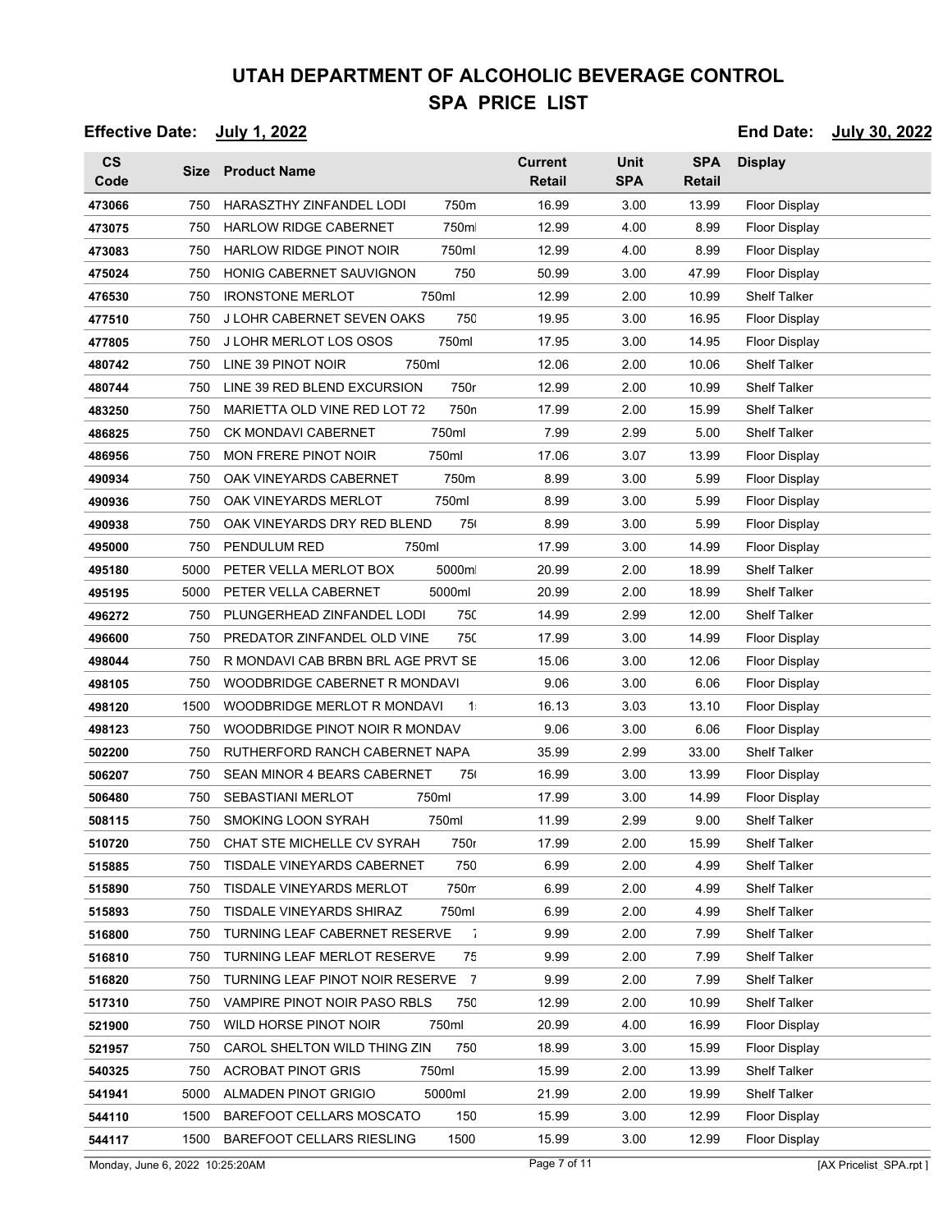# UTAH DEPARTMENT OF ALCOHOLIC BEVERAGE CONTROL

## SPA PRICE LIST

**Effective Date:** July 1, 2022 **End Date:** July 30, 2022

| CS Code | Size | Product Name | | Current Retail | Unit SPA | SPA Retail | Display |
|---|---|---|---|---|---|---|---|
| 473066 | 750 | HARASZTHY ZINFANDEL LODI | 750m | 16.99 | 3.00 | 13.99 | Floor Display |
| 473075 | 750 | HARLOW RIDGE CABERNET | 750ml | 12.99 | 4.00 | 8.99 | Floor Display |
| 473083 | 750 | HARLOW RIDGE PINOT NOIR | 750ml | 12.99 | 4.00 | 8.99 | Floor Display |
| 475024 | 750 | HONIG CABERNET SAUVIGNON | 750 | 50.99 | 3.00 | 47.99 | Floor Display |
| 476530 | 750 | IRONSTONE MERLOT | 750ml | 12.99 | 2.00 | 10.99 | Shelf Talker |
| 477510 | 750 | J LOHR CABERNET SEVEN OAKS | 750 | 19.95 | 3.00 | 16.95 | Floor Display |
| 477805 | 750 | J LOHR MERLOT LOS OSOS | 750ml | 17.95 | 3.00 | 14.95 | Floor Display |
| 480742 | 750 | LINE 39 PINOT NOIR | 750ml | 12.06 | 2.00 | 10.06 | Shelf Talker |
| 480744 | 750 | LINE 39 RED BLEND EXCURSION | 750r | 12.99 | 2.00 | 10.99 | Shelf Talker |
| 483250 | 750 | MARIETTA OLD VINE RED LOT 72 | 750n | 17.99 | 2.00 | 15.99 | Shelf Talker |
| 486825 | 750 | CK MONDAVI CABERNET | 750ml | 7.99 | 2.99 | 5.00 | Shelf Talker |
| 486956 | 750 | MON FRERE PINOT NOIR | 750ml | 17.06 | 3.07 | 13.99 | Floor Display |
| 490934 | 750 | OAK VINEYARDS CABERNET | 750m | 8.99 | 3.00 | 5.99 | Floor Display |
| 490936 | 750 | OAK VINEYARDS MERLOT | 750ml | 8.99 | 3.00 | 5.99 | Floor Display |
| 490938 | 750 | OAK VINEYARDS DRY RED BLEND | 75 | 8.99 | 3.00 | 5.99 | Floor Display |
| 495000 | 750 | PENDULUM RED | 750ml | 17.99 | 3.00 | 14.99 | Floor Display |
| 495180 | 5000 | PETER VELLA MERLOT BOX | 5000ml | 20.99 | 2.00 | 18.99 | Shelf Talker |
| 495195 | 5000 | PETER VELLA CABERNET | 5000ml | 20.99 | 2.00 | 18.99 | Shelf Talker |
| 496272 | 750 | PLUNGERHEAD ZINFANDEL LODI | 750 | 14.99 | 2.99 | 12.00 | Shelf Talker |
| 496600 | 750 | PREDATOR ZINFANDEL OLD VINE | 750 | 17.99 | 3.00 | 14.99 | Floor Display |
| 498044 | 750 | R MONDAVI CAB BRBN BRL AGE PRVT SE | | 15.06 | 3.00 | 12.06 | Floor Display |
| 498105 | 750 | WOODBRIDGE CABERNET R MONDAVI | | 9.06 | 3.00 | 6.06 | Floor Display |
| 498120 | 1500 | WOODBRIDGE MERLOT R MONDAVI | 1 | 16.13 | 3.03 | 13.10 | Floor Display |
| 498123 | 750 | WOODBRIDGE PINOT NOIR R MONDAV | | 9.06 | 3.00 | 6.06 | Floor Display |
| 502200 | 750 | RUTHERFORD RANCH CABERNET NAPA | | 35.99 | 2.99 | 33.00 | Shelf Talker |
| 506207 | 750 | SEAN MINOR 4 BEARS CABERNET | 75 | 16.99 | 3.00 | 13.99 | Floor Display |
| 506480 | 750 | SEBASTIANI MERLOT | 750ml | 17.99 | 3.00 | 14.99 | Floor Display |
| 508115 | 750 | SMOKING LOON SYRAH | 750ml | 11.99 | 2.99 | 9.00 | Shelf Talker |
| 510720 | 750 | CHAT STE MICHELLE CV SYRAH | 750r | 17.99 | 2.00 | 15.99 | Shelf Talker |
| 515885 | 750 | TISDALE VINEYARDS CABERNET | 750 | 6.99 | 2.00 | 4.99 | Shelf Talker |
| 515890 | 750 | TISDALE VINEYARDS MERLOT | 750m | 6.99 | 2.00 | 4.99 | Shelf Talker |
| 515893 | 750 | TISDALE VINEYARDS SHIRAZ | 750ml | 6.99 | 2.00 | 4.99 | Shelf Talker |
| 516800 | 750 | TURNING LEAF CABERNET RESERVE | 7 | 9.99 | 2.00 | 7.99 | Shelf Talker |
| 516810 | 750 | TURNING LEAF MERLOT RESERVE | 75 | 9.99 | 2.00 | 7.99 | Shelf Talker |
| 516820 | 750 | TURNING LEAF PINOT NOIR RESERVE | 7 | 9.99 | 2.00 | 7.99 | Shelf Talker |
| 517310 | 750 | VAMPIRE PINOT NOIR PASO RBLS | 750 | 12.99 | 2.00 | 10.99 | Shelf Talker |
| 521900 | 750 | WILD HORSE PINOT NOIR | 750ml | 20.99 | 4.00 | 16.99 | Floor Display |
| 521957 | 750 | CAROL SHELTON WILD THING ZIN | 750 | 18.99 | 3.00 | 15.99 | Floor Display |
| 540325 | 750 | ACROBAT PINOT GRIS | 750ml | 15.99 | 2.00 | 13.99 | Shelf Talker |
| 541941 | 5000 | ALMADEN PINOT GRIGIO | 5000ml | 21.99 | 2.00 | 19.99 | Shelf Talker |
| 544110 | 1500 | BAREFOOT CELLARS MOSCATO | 150 | 15.99 | 3.00 | 12.99 | Floor Display |
| 544117 | 1500 | BAREFOOT CELLARS RIESLING | 1500 | 15.99 | 3.00 | 12.99 | Floor Display |

Monday, June 6, 2022 10:25:20AM [AX Pricelist_SPA.rpt ]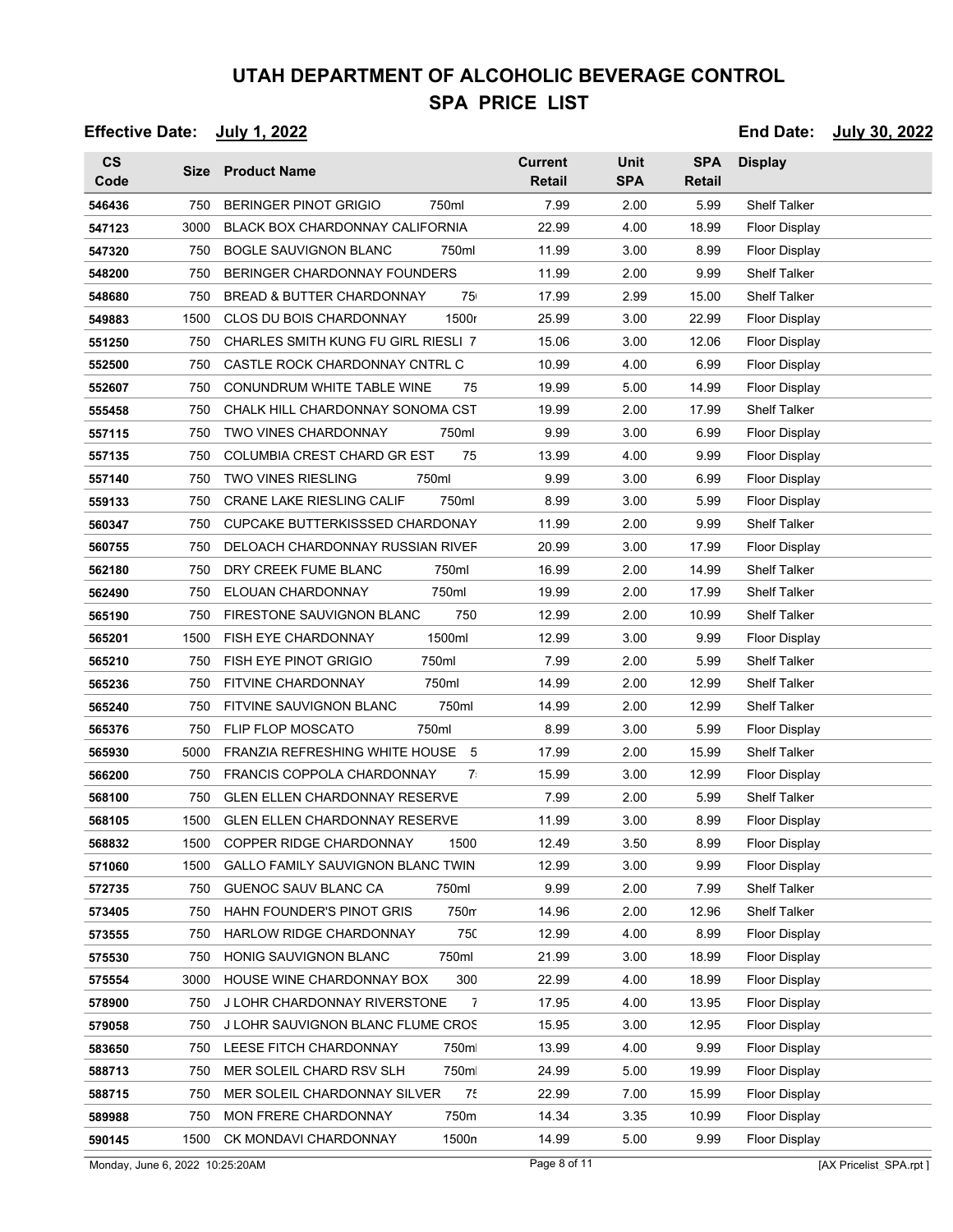# UTAH DEPARTMENT OF ALCOHOLIC BEVERAGE CONTROL

## SPA PRICE LIST

**Effective Date:** July 1, 2022 **End Date:** July 30, 2022

| CS Code | Size | Product Name | Current Retail | Unit SPA | SPA Retail | Display |
|---|---|---|---|---|---|---|
| 546436 | 750 | BERINGER PINOT GRIGIO 750ml | 7.99 | 2.00 | 5.99 | Shelf Talker |
| 547123 | 3000 | BLACK BOX CHARDONNAY CALIFORNIA | 22.99 | 4.00 | 18.99 | Floor Display |
| 547320 | 750 | BOGLE SAUVIGNON BLANC 750ml | 11.99 | 3.00 | 8.99 | Floor Display |
| 548200 | 750 | BERINGER CHARDONNAY FOUNDERS | 11.99 | 2.00 | 9.99 | Shelf Talker |
| 548680 | 750 | BREAD & BUTTER CHARDONNAY 75 | 17.99 | 2.99 | 15.00 | Shelf Talker |
| 549883 | 1500 | CLOS DU BOIS CHARDONNAY 1500 | 25.99 | 3.00 | 22.99 | Floor Display |
| 551250 | 750 | CHARLES SMITH KUNG FU GIRL RIESLI 7 | 15.06 | 3.00 | 12.06 | Floor Display |
| 552500 | 750 | CASTLE ROCK CHARDONNAY CNTRL C | 10.99 | 4.00 | 6.99 | Floor Display |
| 552607 | 750 | CONUNDRUM WHITE TABLE WINE 75 | 19.99 | 5.00 | 14.99 | Floor Display |
| 555458 | 750 | CHALK HILL CHARDONNAY SONOMA CST | 19.99 | 2.00 | 17.99 | Shelf Talker |
| 557115 | 750 | TWO VINES CHARDONNAY 750ml | 9.99 | 3.00 | 6.99 | Floor Display |
| 557135 | 750 | COLUMBIA CREST CHARD GR EST 75 | 13.99 | 4.00 | 9.99 | Floor Display |
| 557140 | 750 | TWO VINES RIESLING 750ml | 9.99 | 3.00 | 6.99 | Floor Display |
| 559133 | 750 | CRANE LAKE RIESLING CALIF 750ml | 8.99 | 3.00 | 5.99 | Floor Display |
| 560347 | 750 | CUPCAKE BUTTERKISSSED CHARDONAY | 11.99 | 2.00 | 9.99 | Shelf Talker |
| 560755 | 750 | DELOACH CHARDONNAY RUSSIAN RIVEF | 20.99 | 3.00 | 17.99 | Floor Display |
| 562180 | 750 | DRY CREEK FUME BLANC 750ml | 16.99 | 2.00 | 14.99 | Shelf Talker |
| 562490 | 750 | ELOUAN CHARDONNAY 750ml | 19.99 | 2.00 | 17.99 | Shelf Talker |
| 565190 | 750 | FIRESTONE SAUVIGNON BLANC 750 | 12.99 | 2.00 | 10.99 | Shelf Talker |
| 565201 | 1500 | FISH EYE CHARDONNAY 1500ml | 12.99 | 3.00 | 9.99 | Floor Display |
| 565210 | 750 | FISH EYE PINOT GRIGIO 750ml | 7.99 | 2.00 | 5.99 | Shelf Talker |
| 565236 | 750 | FITVINE CHARDONNAY 750ml | 14.99 | 2.00 | 12.99 | Shelf Talker |
| 565240 | 750 | FITVINE SAUVIGNON BLANC 750ml | 14.99 | 2.00 | 12.99 | Shelf Talker |
| 565376 | 750 | FLIP FLOP MOSCATO 750ml | 8.99 | 3.00 | 5.99 | Floor Display |
| 565930 | 5000 | FRANZIA REFRESHING WHITE HOUSE 5 | 17.99 | 2.00 | 15.99 | Shelf Talker |
| 566200 | 750 | FRANCIS COPPOLA CHARDONNAY 7 | 15.99 | 3.00 | 12.99 | Floor Display |
| 568100 | 750 | GLEN ELLEN CHARDONNAY RESERVE | 7.99 | 2.00 | 5.99 | Shelf Talker |
| 568105 | 1500 | GLEN ELLEN CHARDONNAY RESERVE | 11.99 | 3.00 | 8.99 | Floor Display |
| 568832 | 1500 | COPPER RIDGE CHARDONNAY 1500 | 12.49 | 3.50 | 8.99 | Floor Display |
| 571060 | 1500 | GALLO FAMILY SAUVIGNON BLANC TWIN | 12.99 | 3.00 | 9.99 | Floor Display |
| 572735 | 750 | GUENOC SAUV BLANC CA 750ml | 9.99 | 2.00 | 7.99 | Shelf Talker |
| 573405 | 750 | HAHN FOUNDER'S PINOT GRIS 750m | 14.96 | 2.00 | 12.96 | Shelf Talker |
| 573555 | 750 | HARLOW RIDGE CHARDONNAY 750 | 12.99 | 4.00 | 8.99 | Floor Display |
| 575530 | 750 | HONIG SAUVIGNON BLANC 750ml | 21.99 | 3.00 | 18.99 | Floor Display |
| 575554 | 3000 | HOUSE WINE CHARDONNAY BOX 300 | 22.99 | 4.00 | 18.99 | Floor Display |
| 578900 | 750 | J LOHR CHARDONNAY RIVERSTONE 7 | 17.95 | 4.00 | 13.95 | Floor Display |
| 579058 | 750 | J LOHR SAUVIGNON BLANC FLUME CROS | 15.95 | 3.00 | 12.95 | Floor Display |
| 583650 | 750 | LEESE FITCH CHARDONNAY 750ml | 13.99 | 4.00 | 9.99 | Floor Display |
| 588713 | 750 | MER SOLEIL CHARD RSV SLH 750ml | 24.99 | 5.00 | 19.99 | Floor Display |
| 588715 | 750 | MER SOLEIL CHARDONNAY SILVER 75 | 22.99 | 7.00 | 15.99 | Floor Display |
| 589988 | 750 | MON FRERE CHARDONNAY 750m | 14.34 | 3.35 | 10.99 | Floor Display |
| 590145 | 1500 | CK MONDAVI CHARDONNAY 1500n | 14.99 | 5.00 | 9.99 | Floor Display |

Monday, June 6, 2022 10:25:20AM [AX Pricelist_SPA.rpt ]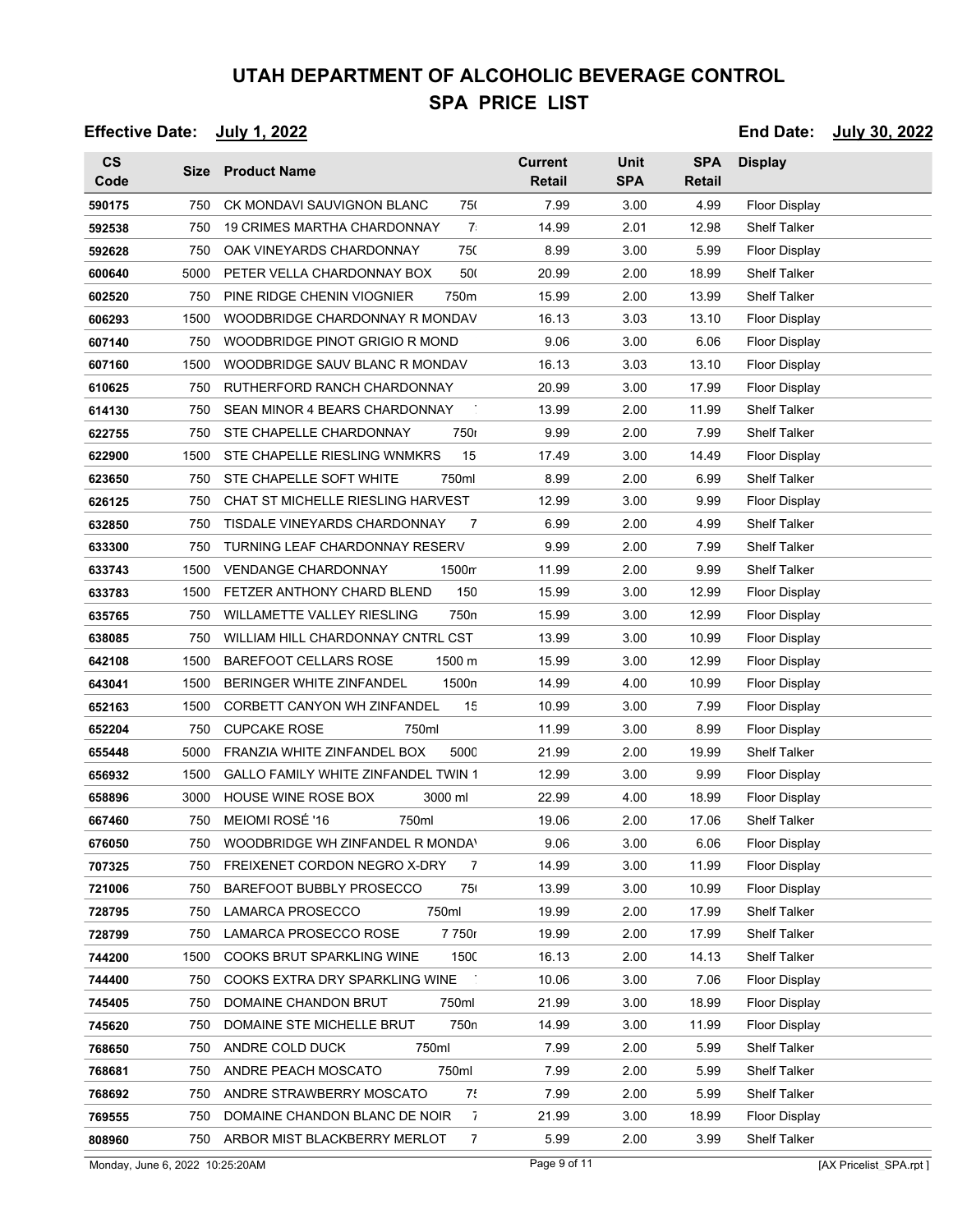# UTAH DEPARTMENT OF ALCOHOLIC BEVERAGE CONTROL

## SPA PRICE LIST

**Effective Date:** July 1, 2022 **End Date:** July 30, 2022

| CS Code | Size | Product Name | Current Retail | Unit SPA | SPA Retail | Display |
|---|---|---|---|---|---|---|
| 590175 | 750 | CK MONDAVI SAUVIGNON BLANC 75( | 7.99 | 3.00 | 4.99 | Floor Display |
| 592538 | 750 | 19 CRIMES MARTHA CHARDONNAY 7 | 14.99 | 2.01 | 12.98 | Shelf Talker |
| 592628 | 750 | OAK VINEYARDS CHARDONNAY 75C | 8.99 | 3.00 | 5.99 | Floor Display |
| 600640 | 5000 | PETER VELLA CHARDONNAY BOX 50( | 20.99 | 2.00 | 18.99 | Shelf Talker |
| 602520 | 750 | PINE RIDGE CHENIN VIOGNIER 750m | 15.99 | 2.00 | 13.99 | Shelf Talker |
| 606293 | 1500 | WOODBRIDGE CHARDONNAY R MONDAV | 16.13 | 3.03 | 13.10 | Floor Display |
| 607140 | 750 | WOODBRIDGE PINOT GRIGIO R MOND | 9.06 | 3.00 | 6.06 | Floor Display |
| 607160 | 1500 | WOODBRIDGE SAUV BLANC R MONDAV | 16.13 | 3.03 | 13.10 | Floor Display |
| 610625 | 750 | RUTHERFORD RANCH CHARDONNAY | 20.99 | 3.00 | 17.99 | Floor Display |
| 614130 | 750 | SEAN MINOR 4 BEARS CHARDONNAY | 13.99 | 2.00 | 11.99 | Shelf Talker |
| 622755 | 750 | STE CHAPELLE CHARDONNAY 750r | 9.99 | 2.00 | 7.99 | Shelf Talker |
| 622900 | 1500 | STE CHAPELLE RIESLING WNMKRS 15 | 17.49 | 3.00 | 14.49 | Floor Display |
| 623650 | 750 | STE CHAPELLE SOFT WHITE 750ml | 8.99 | 2.00 | 6.99 | Shelf Talker |
| 626125 | 750 | CHAT ST MICHELLE RIESLING HARVEST | 12.99 | 3.00 | 9.99 | Floor Display |
| 632850 | 750 | TISDALE VINEYARDS CHARDONNAY 7 | 6.99 | 2.00 | 4.99 | Shelf Talker |
| 633300 | 750 | TURNING LEAF CHARDONNAY RESERV | 9.99 | 2.00 | 7.99 | Shelf Talker |
| 633743 | 1500 | VENDANGE CHARDONNAY 1500m | 11.99 | 2.00 | 9.99 | Shelf Talker |
| 633783 | 1500 | FETZER ANTHONY CHARD BLEND 150 | 15.99 | 3.00 | 12.99 | Floor Display |
| 635765 | 750 | WILLAMETTE VALLEY RIESLING 750n | 15.99 | 3.00 | 12.99 | Floor Display |
| 638085 | 750 | WILLIAM HILL CHARDONNAY CNTRL CST | 13.99 | 3.00 | 10.99 | Floor Display |
| 642108 | 1500 | BAREFOOT CELLARS ROSE 1500 m | 15.99 | 3.00 | 12.99 | Floor Display |
| 643041 | 1500 | BERINGER WHITE ZINFANDEL 1500n | 14.99 | 4.00 | 10.99 | Floor Display |
| 652163 | 1500 | CORBETT CANYON WH ZINFANDEL 15 | 10.99 | 3.00 | 7.99 | Floor Display |
| 652204 | 750 | CUPCAKE ROSE 750ml | 11.99 | 3.00 | 8.99 | Floor Display |
| 655448 | 5000 | FRANZIA WHITE ZINFANDEL BOX 5000 | 21.99 | 2.00 | 19.99 | Shelf Talker |
| 656932 | 1500 | GALLO FAMILY WHITE ZINFANDEL TWIN 1 | 12.99 | 3.00 | 9.99 | Floor Display |
| 658896 | 3000 | HOUSE WINE ROSE BOX 3000 ml | 22.99 | 4.00 | 18.99 | Floor Display |
| 667460 | 750 | MEIOMI ROSÉ '16 750ml | 19.06 | 2.00 | 17.06 | Shelf Talker |
| 676050 | 750 | WOODBRIDGE WH ZINFANDEL R MONDA\ | 9.06 | 3.00 | 6.06 | Floor Display |
| 707325 | 750 | FREIXENET CORDON NEGRO X-DRY 7 | 14.99 | 3.00 | 11.99 | Floor Display |
| 721006 | 750 | BAREFOOT BUBBLY PROSECCO 75( | 13.99 | 3.00 | 10.99 | Floor Display |
| 728795 | 750 | LAMARCA PROSECCO 750ml | 19.99 | 2.00 | 17.99 | Shelf Talker |
| 728799 | 750 | LAMARCA PROSECCO ROSE 7 750r | 19.99 | 2.00 | 17.99 | Shelf Talker |
| 744200 | 1500 | COOKS BRUT SPARKLING WINE 150C | 16.13 | 2.00 | 14.13 | Shelf Talker |
| 744400 | 750 | COOKS EXTRA DRY SPARKLING WINE | 10.06 | 3.00 | 7.06 | Floor Display |
| 745405 | 750 | DOMAINE CHANDON BRUT 750ml | 21.99 | 3.00 | 18.99 | Floor Display |
| 745620 | 750 | DOMAINE STE MICHELLE BRUT 750n | 14.99 | 3.00 | 11.99 | Floor Display |
| 768650 | 750 | ANDRE COLD DUCK 750ml | 7.99 | 2.00 | 5.99 | Shelf Talker |
| 768681 | 750 | ANDRE PEACH MOSCATO 750ml | 7.99 | 2.00 | 5.99 | Shelf Talker |
| 768692 | 750 | ANDRE STRAWBERRY MOSCATO 75 | 7.99 | 2.00 | 5.99 | Shelf Talker |
| 769555 | 750 | DOMAINE CHANDON BLANC DE NOIR 7 | 21.99 | 3.00 | 18.99 | Floor Display |
| 808960 | 750 | ARBOR MIST BLACKBERRY MERLOT 7 | 5.99 | 2.00 | 3.99 | Shelf Talker |

Monday, June 6, 2022 10:25:20AM [AX Pricelist_SPA.rpt ]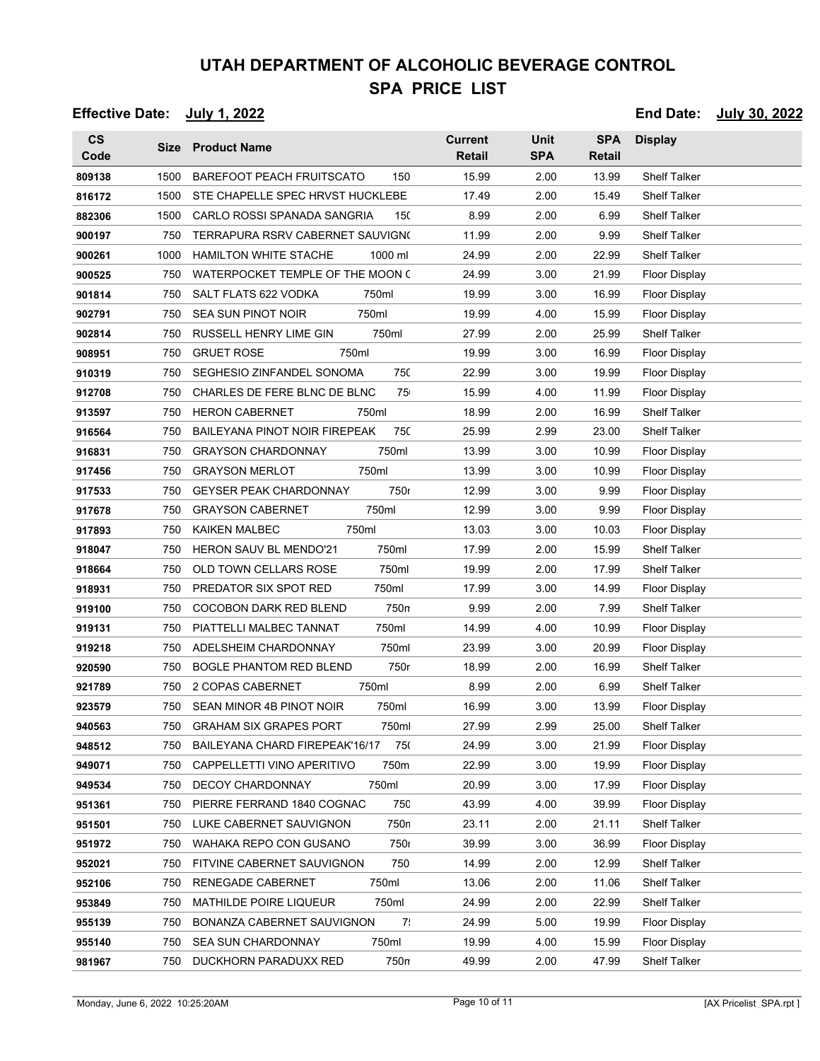# UTAH DEPARTMENT OF ALCOHOLIC BEVERAGE CONTROL

## SPA PRICE LIST

**Effective Date:** July 1, 2022 **End Date:** July 30, 2022

| CS Code | Size | Product Name | Current Retail | Unit SPA | SPA Retail | Display |
|---|---|---|---|---|---|---|
| 809138 | 1500 | BAREFOOT PEACH FRUITSCATO 150 | 15.99 | 2.00 | 13.99 | Shelf Talker |
| 816172 | 1500 | STE CHAPELLE SPEC HRVST HUCKLEBE | 17.49 | 2.00 | 15.49 | Shelf Talker |
| 882306 | 1500 | CARLO ROSSI SPANADA SANGRIA 150 | 8.99 | 2.00 | 6.99 | Shelf Talker |
| 900197 | 750 | TERRAPURA RSRV CABERNET SAUVIGNO | 11.99 | 2.00 | 9.99 | Shelf Talker |
| 900261 | 1000 | HAMILTON WHITE STACHE 1000 ml | 24.99 | 2.00 | 22.99 | Shelf Talker |
| 900525 | 750 | WATERPOCKET TEMPLE OF THE MOON C | 24.99 | 3.00 | 21.99 | Floor Display |
| 901814 | 750 | SALT FLATS 622 VODKA 750ml | 19.99 | 3.00 | 16.99 | Floor Display |
| 902791 | 750 | SEA SUN PINOT NOIR 750ml | 19.99 | 4.00 | 15.99 | Floor Display |
| 902814 | 750 | RUSSELL HENRY LIME GIN 750ml | 27.99 | 2.00 | 25.99 | Shelf Talker |
| 908951 | 750 | GRUET ROSE 750ml | 19.99 | 3.00 | 16.99 | Floor Display |
| 910319 | 750 | SEGHESIO ZINFANDEL SONOMA 750 | 22.99 | 3.00 | 19.99 | Floor Display |
| 912708 | 750 | CHARLES DE FERE BLNC DE BLNC 75 | 15.99 | 4.00 | 11.99 | Floor Display |
| 913597 | 750 | HERON CABERNET 750ml | 18.99 | 2.00 | 16.99 | Shelf Talker |
| 916564 | 750 | BAILEYANA PINOT NOIR FIREPEAK 750 | 25.99 | 2.99 | 23.00 | Shelf Talker |
| 916831 | 750 | GRAYSON CHARDONNAY 750ml | 13.99 | 3.00 | 10.99 | Floor Display |
| 917456 | 750 | GRAYSON MERLOT 750ml | 13.99 | 3.00 | 10.99 | Floor Display |
| 917533 | 750 | GEYSER PEAK CHARDONNAY 750r | 12.99 | 3.00 | 9.99 | Floor Display |
| 917678 | 750 | GRAYSON CABERNET 750ml | 12.99 | 3.00 | 9.99 | Floor Display |
| 917893 | 750 | KAIKEN MALBEC 750ml | 13.03 | 3.00 | 10.03 | Floor Display |
| 918047 | 750 | HERON SAUV BL MENDO'21 750ml | 17.99 | 2.00 | 15.99 | Shelf Talker |
| 918664 | 750 | OLD TOWN CELLARS ROSE 750ml | 19.99 | 2.00 | 17.99 | Shelf Talker |
| 918931 | 750 | PREDATOR SIX SPOT RED 750ml | 17.99 | 3.00 | 14.99 | Floor Display |
| 919100 | 750 | COCOBON DARK RED BLEND 750n | 9.99 | 2.00 | 7.99 | Shelf Talker |
| 919131 | 750 | PIATTELLI MALBEC TANNAT 750ml | 14.99 | 4.00 | 10.99 | Floor Display |
| 919218 | 750 | ADELSHEIM CHARDONNAY 750ml | 23.99 | 3.00 | 20.99 | Floor Display |
| 920590 | 750 | BOGLE PHANTOM RED BLEND 750r | 18.99 | 2.00 | 16.99 | Shelf Talker |
| 921789 | 750 | 2 COPAS CABERNET 750ml | 8.99 | 2.00 | 6.99 | Shelf Talker |
| 923579 | 750 | SEAN MINOR 4B PINOT NOIR 750ml | 16.99 | 3.00 | 13.99 | Floor Display |
| 940563 | 750 | GRAHAM SIX GRAPES PORT 750ml | 27.99 | 2.99 | 25.00 | Shelf Talker |
| 948512 | 750 | BAILEYANA CHARD FIREPEAK'16/17 750 | 24.99 | 3.00 | 21.99 | Floor Display |
| 949071 | 750 | CAPPELLETTI VINO APERITIVO 750m | 22.99 | 3.00 | 19.99 | Floor Display |
| 949534 | 750 | DECOY CHARDONNAY 750ml | 20.99 | 3.00 | 17.99 | Floor Display |
| 951361 | 750 | PIERRE FERRAND 1840 COGNAC 750 | 43.99 | 4.00 | 39.99 | Floor Display |
| 951501 | 750 | LUKE CABERNET SAUVIGNON 750n | 23.11 | 2.00 | 21.11 | Shelf Talker |
| 951972 | 750 | WAHAKA REPO CON GUSANO 750r | 39.99 | 3.00 | 36.99 | Floor Display |
| 952021 | 750 | FITVINE CABERNET SAUVIGNON 750 | 14.99 | 2.00 | 12.99 | Shelf Talker |
| 952106 | 750 | RENEGADE CABERNET 750ml | 13.06 | 2.00 | 11.06 | Shelf Talker |
| 953849 | 750 | MATHILDE POIRE LIQUEUR 750ml | 24.99 | 2.00 | 22.99 | Shelf Talker |
| 955139 | 750 | BONANZA CABERNET SAUVIGNON 7 | 24.99 | 5.00 | 19.99 | Floor Display |
| 955140 | 750 | SEA SUN CHARDONNAY 750ml | 19.99 | 4.00 | 15.99 | Floor Display |
| 981967 | 750 | DUCKHORN PARADUXX RED 750n | 49.99 | 2.00 | 47.99 | Shelf Talker |

Monday, June 6, 2022 10:25:20AM [AX Pricelist_SPA.rpt ]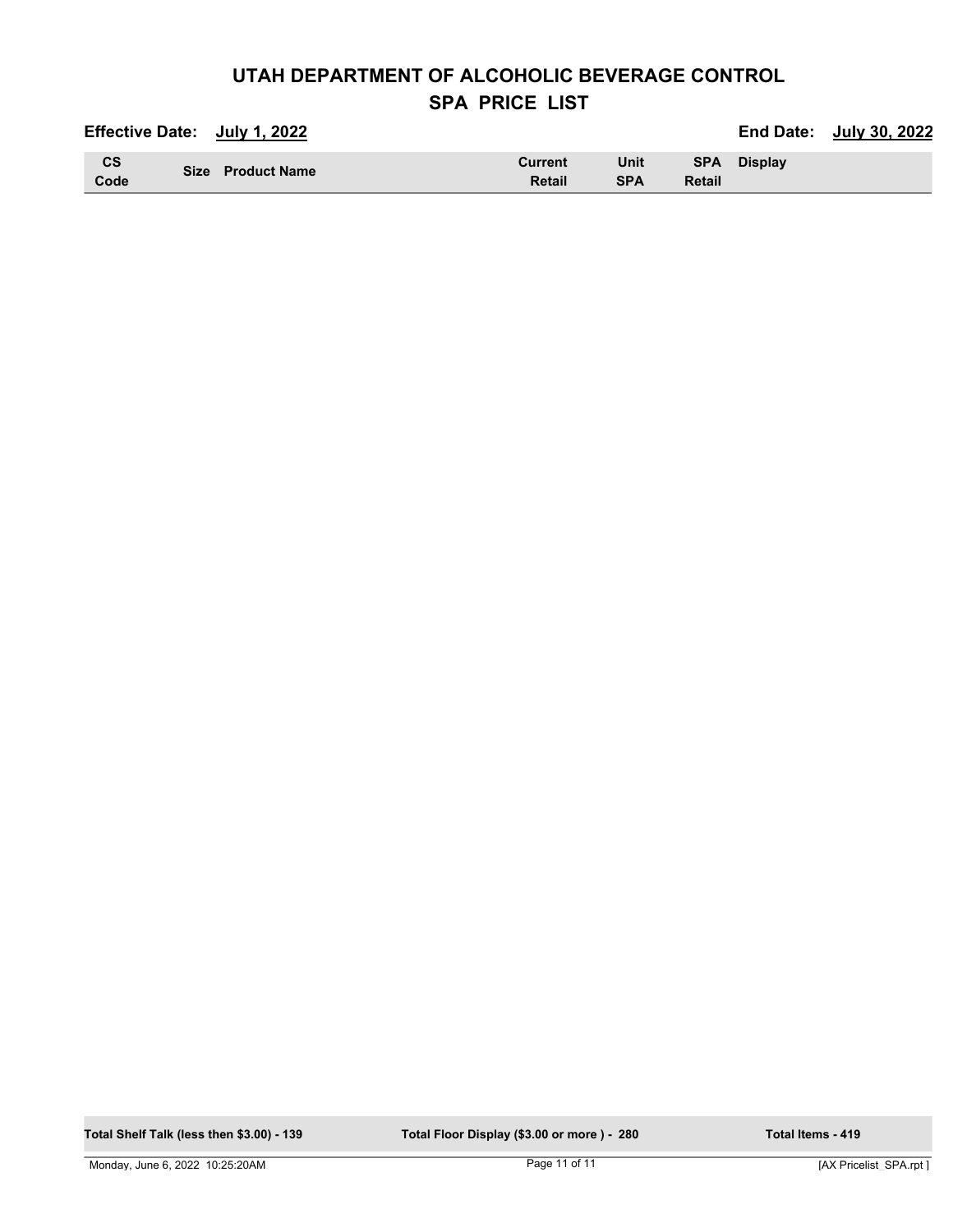# UTAH DEPARTMENT OF ALCOHOLIC BEVERAGE CONTROL
## SPA PRICE LIST

**Effective Date:** **July 1, 2022** **End Date:** **July 30, 2022**

| CS Code | Size | Product Name | Current Retail | Unit SPA | SPA Retail | Display |
|---|---|---|---|---|---|---|

**Total Shelf Talk (less then $3.00) - 139** **Total Floor Display ($3.00 or more ) - 280** **Total Items - 419**